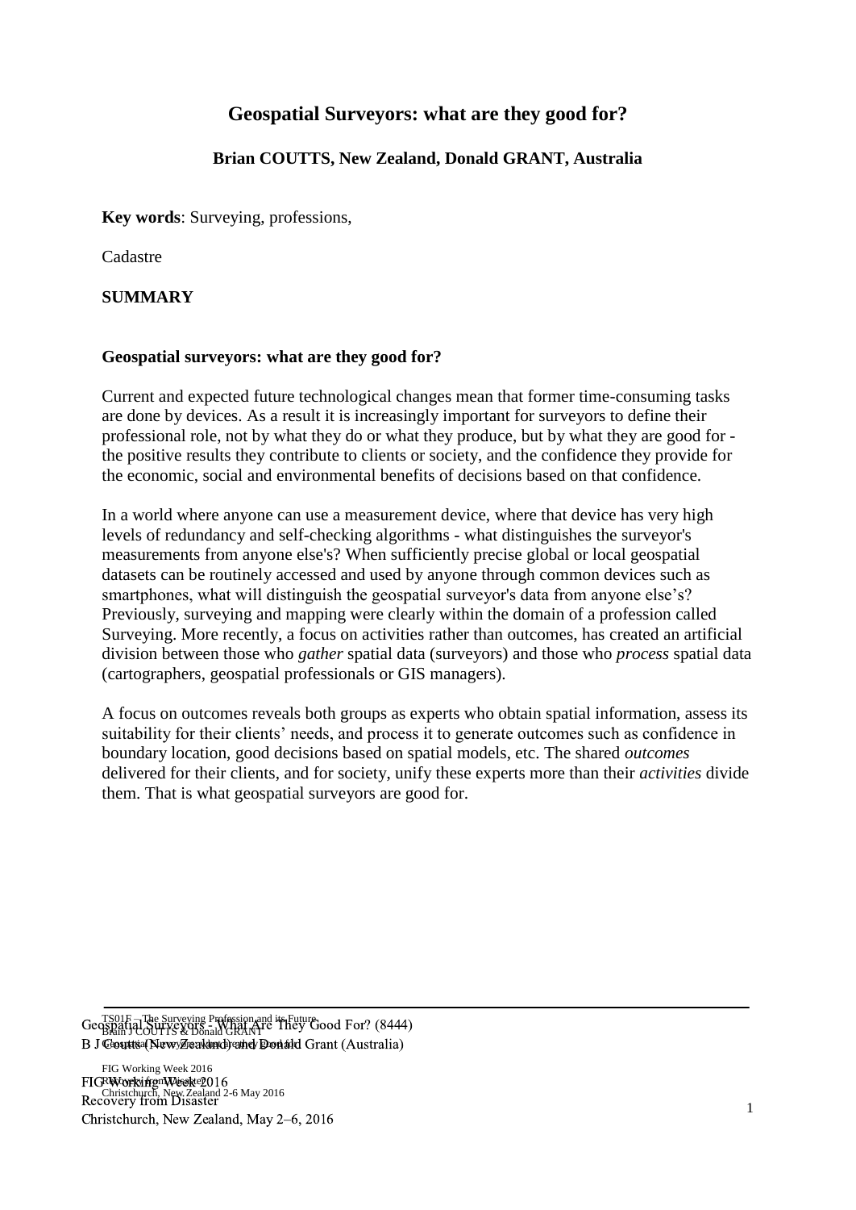# Geospatial Surveyors: what are they good for?

**Brian COUTTS, New Zealand, Donald GRANT, Australia**

**Key words**: Surveying, professions,

Cadastre

## SUMMARY

### Geospatial surveyors: what are they good for?

Current and expected future technological changes mean that former time-consuming tasks are done by devices. As a result it is increasingly important for surveyors to define their professional role, not by what they do or what they produce, but by what they are good for - the positive results they contribute to clients or society, and the confidence they provide for the economic, social and environmental benefits of decisions based on that confidence.

In a world where anyone can use a measurement device, where that device has very high levels of redundancy and self-checking algorithms - what distinguishes the surveyor's measurements from anyone else's? When sufficiently precise global or local geospatial datasets can be routinely accessed and used by anyone through common devices such as smartphones, what will distinguish the geospatial surveyor's data from anyone else's? Previously, surveying and mapping were clearly within the domain of a profession called Surveying. More recently, a focus on activities rather than outcomes, has created an artificial division between those who *gather* spatial data (surveyors) and those who *process* spatial data (cartographers, geospatial professionals or GIS managers).

A focus on outcomes reveals both groups as experts who obtain spatial information, assess its suitability for their clients' needs, and process it to generate outcomes such as confidence in boundary location, good decisions based on spatial models, etc. The shared *outcomes* delivered for their clients, and for society, unify these experts more than their *activities* divide them. That is what geospatial surveyors are good for.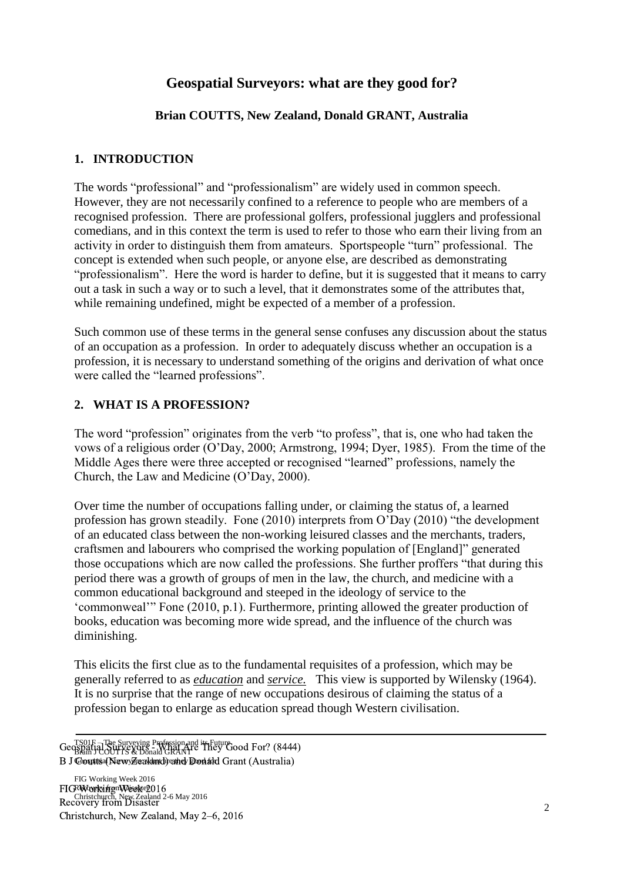# Geospatial Surveyors: what are they good for?

**Brian COUTTS, New Zealand, Donald GRANT, Australia**

## 1. INTRODUCTION

The words "professional" and "professionalism" are widely used in common speech. However, they are not necessarily confined to a reference to people who are members of a recognised profession. There are professional golfers, professional jugglers and professional comedians, and in this context the term is used to refer to those who earn their living from an activity in order to distinguish them from amateurs. Sportspeople "turn" professional. The concept is extended when such people, or anyone else, are described as demonstrating "professionalism". Here the word is harder to define, but it is suggested that it means to carry out a task in such a way or to such a level, that it demonstrates some of the attributes that, while remaining undefined, might be expected of a member of a profession.

Such common use of these terms in the general sense confuses any discussion about the status of an occupation as a profession. In order to adequately discuss whether an occupation is a profession, it is necessary to understand something of the origins and derivation of what once were called the "learned professions".

## 2. WHAT IS A PROFESSION?

The word "profession" originates from the verb "to profess", that is, one who had taken the vows of a religious order (O'Day, 2000; Armstrong, 1994; Dyer, 1985). From the time of the Middle Ages there were three accepted or recognised "learned" professions, namely the Church, the Law and Medicine (O'Day, 2000).

Over time the number of occupations falling under, or claiming the status of, a learned profession has grown steadily. Fone (2010) interprets from O'Day (2010) "the development of an educated class between the non-working leisured classes and the merchants, traders, craftsmen and labourers who comprised the working population of [England]" generated those occupations which are now called the professions. She further proffers "that during this period there was a growth of groups of men in the law, the church, and medicine with a common educational background and steeped in the ideology of service to the 'commonweal'" Fone (2010, p.1). Furthermore, printing allowed the greater production of books, education was becoming more wide spread, and the influence of the church was diminishing.

This elicits the first clue as to the fundamental requisites of a profession, which may be generally referred to as ***education*** and ***service.*** This view is supported by Wilensky (1964). It is no surprise that the range of new occupations desirous of claiming the status of a profession began to enlarge as education spread though Western civilisation.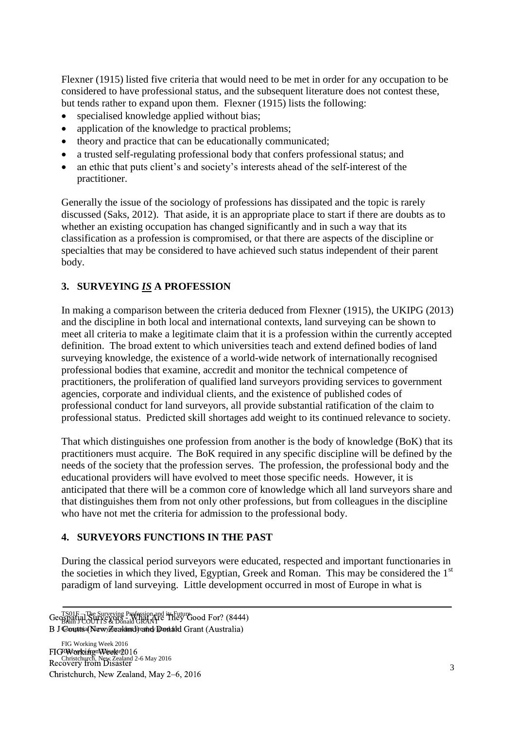Flexner (1915) listed five criteria that would need to be met in order for any occupation to be considered to have professional status, and the subsequent literature does not contest these, but tends rather to expand upon them. Flexner (1915) lists the following:

- specialised knowledge applied without bias;
- application of the knowledge to practical problems;
- theory and practice that can be educationally communicated;
- a trusted self-regulating professional body that confers professional status; and
- an ethic that puts client's and society's interests ahead of the self-interest of the practitioner.

Generally the issue of the sociology of professions has dissipated and the topic is rarely discussed (Saks, 2012). That aside, it is an appropriate place to start if there are doubts as to whether an existing occupation has changed significantly and in such a way that its classification as a profession is compromised, or that there are aspects of the discipline or specialties that may be considered to have achieved such status independent of their parent body.

## 3. SURVEYING ***IS*** A PROFESSION

In making a comparison between the criteria deduced from Flexner (1915), the UKIPG (2013) and the discipline in both local and international contexts, land surveying can be shown to meet all criteria to make a legitimate claim that it is a profession within the currently accepted definition. The broad extent to which universities teach and extend defined bodies of land surveying knowledge, the existence of a world-wide network of internationally recognised professional bodies that examine, accredit and monitor the technical competence of practitioners, the proliferation of qualified land surveyors providing services to government agencies, corporate and individual clients, and the existence of published codes of professional conduct for land surveyors, all provide substantial ratification of the claim to professional status. Predicted skill shortages add weight to its continued relevance to society.

That which distinguishes one profession from another is the body of knowledge (BoK) that its practitioners must acquire. The BoK required in any specific discipline will be defined by the needs of the society that the profession serves. The profession, the professional body and the educational providers will have evolved to meet those specific needs. However, it is anticipated that there will be a common core of knowledge which all land surveyors share and that distinguishes them from not only other professions, but from colleagues in the discipline who have not met the criteria for admission to the professional body.

## 4. SURVEYORS FUNCTIONS IN THE PAST

During the classical period surveyors were educated, respected and important functionaries in the societies in which they lived, Egyptian, Greek and Roman. This may be considered the 1st paradigm of land surveying. Little development occurred in most of Europe in what is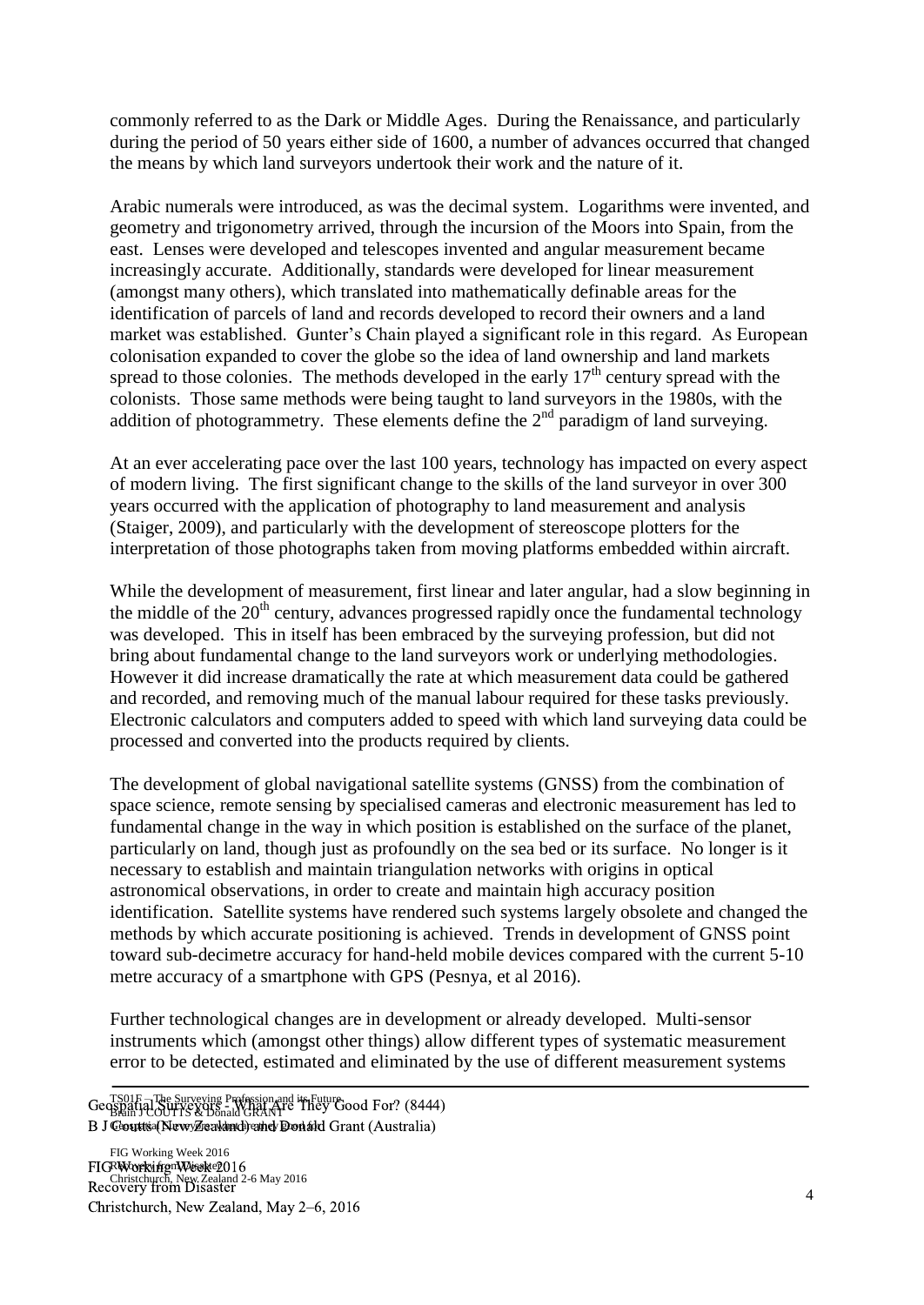commonly referred to as the Dark or Middle Ages. During the Renaissance, and particularly during the period of 50 years either side of 1600, a number of advances occurred that changed the means by which land surveyors undertook their work and the nature of it.

Arabic numerals were introduced, as was the decimal system. Logarithms were invented, and geometry and trigonometry arrived, through the incursion of the Moors into Spain, from the east. Lenses were developed and telescopes invented and angular measurement became increasingly accurate. Additionally, standards were developed for linear measurement (amongst many others), which translated into mathematically definable areas for the identification of parcels of land and records developed to record their owners and a land market was established. Gunter's Chain played a significant role in this regard. As European colonisation expanded to cover the globe so the idea of land ownership and land markets spread to those colonies. The methods developed in the early 17th century spread with the colonists. Those same methods were being taught to land surveyors in the 1980s, with the addition of photogrammetry. These elements define the 2nd paradigm of land surveying.

At an ever accelerating pace over the last 100 years, technology has impacted on every aspect of modern living. The first significant change to the skills of the land surveyor in over 300 years occurred with the application of photography to land measurement and analysis (Staiger, 2009), and particularly with the development of stereoscope plotters for the interpretation of those photographs taken from moving platforms embedded within aircraft.

While the development of measurement, first linear and later angular, had a slow beginning in the middle of the 20th century, advances progressed rapidly once the fundamental technology was developed. This in itself has been embraced by the surveying profession, but did not bring about fundamental change to the land surveyors work or underlying methodologies. However it did increase dramatically the rate at which measurement data could be gathered and recorded, and removing much of the manual labour required for these tasks previously. Electronic calculators and computers added to speed with which land surveying data could be processed and converted into the products required by clients.

The development of global navigational satellite systems (GNSS) from the combination of space science, remote sensing by specialised cameras and electronic measurement has led to fundamental change in the way in which position is established on the surface of the planet, particularly on land, though just as profoundly on the sea bed or its surface. No longer is it necessary to establish and maintain triangulation networks with origins in optical astronomical observations, in order to create and maintain high accuracy position identification. Satellite systems have rendered such systems largely obsolete and changed the methods by which accurate positioning is achieved. Trends in development of GNSS point toward sub-decimetre accuracy for hand-held mobile devices compared with the current 5-10 metre accuracy of a smartphone with GPS (Pesnya, et al 2016).

Further technological changes are in development or already developed. Multi-sensor instruments which (amongst other things) allow different types of systematic measurement error to be detected, estimated and eliminated by the use of different measurement systems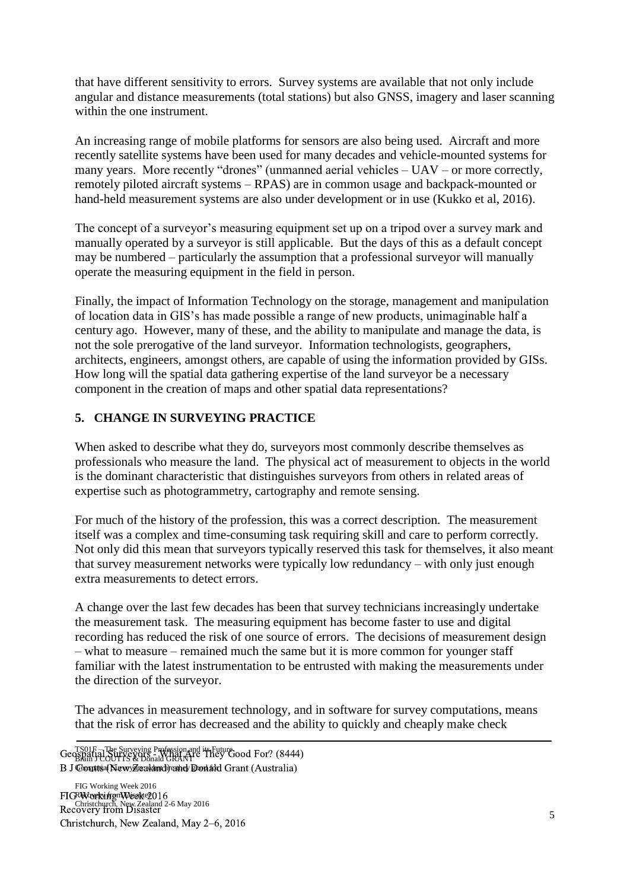that have different sensitivity to errors. Survey systems are available that not only include angular and distance measurements (total stations) but also GNSS, imagery and laser scanning within the one instrument.

An increasing range of mobile platforms for sensors are also being used. Aircraft and more recently satellite systems have been used for many decades and vehicle-mounted systems for many years. More recently "drones" (unmanned aerial vehicles – UAV – or more correctly, remotely piloted aircraft systems – RPAS) are in common usage and backpack-mounted or hand-held measurement systems are also under development or in use (Kukko et al, 2016).

The concept of a surveyor's measuring equipment set up on a tripod over a survey mark and manually operated by a surveyor is still applicable. But the days of this as a default concept may be numbered – particularly the assumption that a professional surveyor will manually operate the measuring equipment in the field in person.

Finally, the impact of Information Technology on the storage, management and manipulation of location data in GIS's has made possible a range of new products, unimaginable half a century ago. However, many of these, and the ability to manipulate and manage the data, is not the sole prerogative of the land surveyor. Information technologists, geographers, architects, engineers, amongst others, are capable of using the information provided by GISs. How long will the spatial data gathering expertise of the land surveyor be a necessary component in the creation of maps and other spatial data representations?

## 5. CHANGE IN SURVEYING PRACTICE

When asked to describe what they do, surveyors most commonly describe themselves as professionals who measure the land. The physical act of measurement to objects in the world is the dominant characteristic that distinguishes surveyors from others in related areas of expertise such as photogrammetry, cartography and remote sensing.

For much of the history of the profession, this was a correct description. The measurement itself was a complex and time-consuming task requiring skill and care to perform correctly. Not only did this mean that surveyors typically reserved this task for themselves, it also meant that survey measurement networks were typically low redundancy – with only just enough extra measurements to detect errors.

A change over the last few decades has been that survey technicians increasingly undertake the measurement task. The measuring equipment has become faster to use and digital recording has reduced the risk of one source of errors. The decisions of measurement design – what to measure – remained much the same but it is more common for younger staff familiar with the latest instrumentation to be entrusted with making the measurements under the direction of the surveyor.

The advances in measurement technology, and in software for survey computations, means that the risk of error has decreased and the ability to quickly and cheaply make check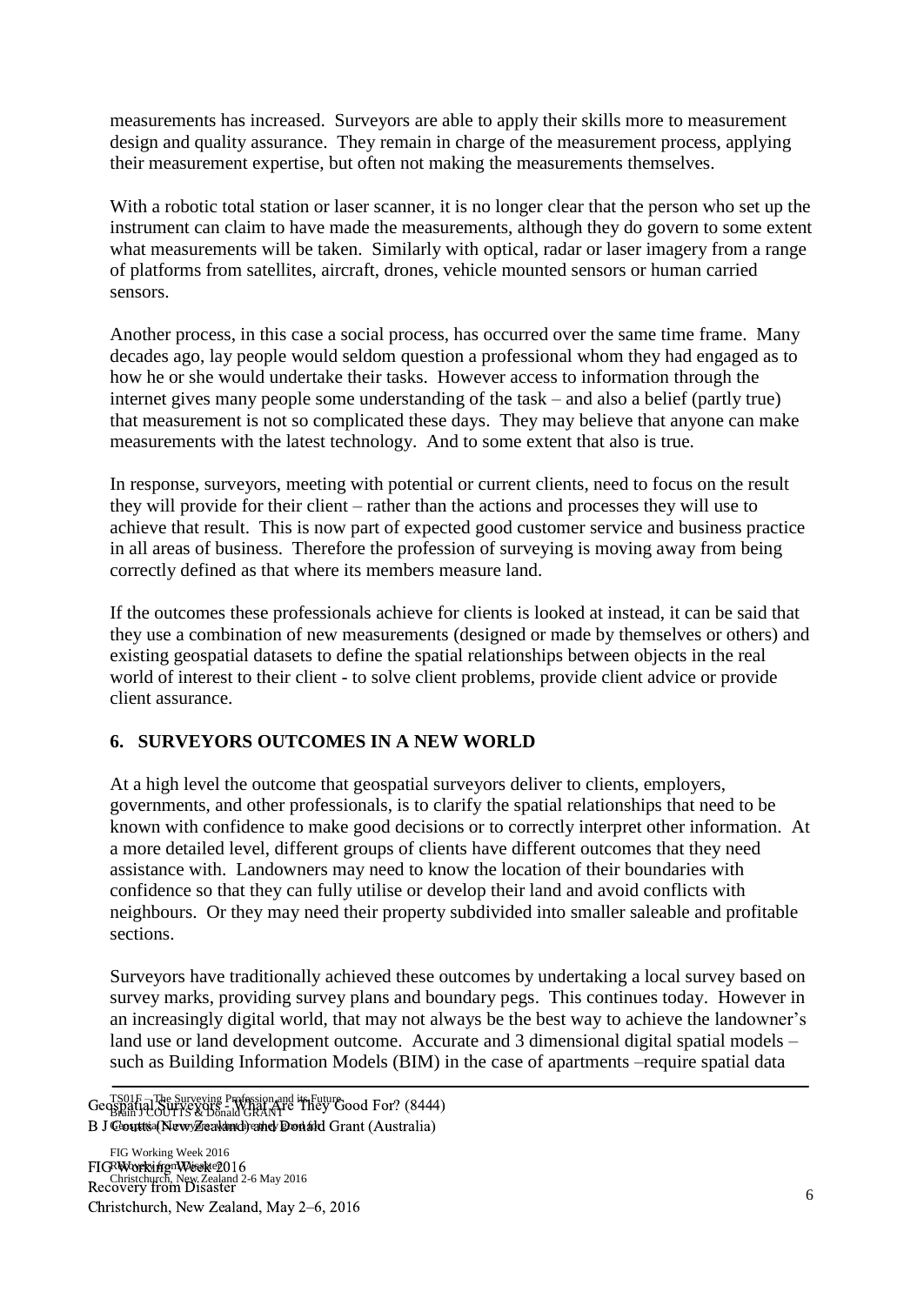measurements has increased. Surveyors are able to apply their skills more to measurement design and quality assurance. They remain in charge of the measurement process, applying their measurement expertise, but often not making the measurements themselves.

With a robotic total station or laser scanner, it is no longer clear that the person who set up the instrument can claim to have made the measurements, although they do govern to some extent what measurements will be taken. Similarly with optical, radar or laser imagery from a range of platforms from satellites, aircraft, drones, vehicle mounted sensors or human carried sensors.

Another process, in this case a social process, has occurred over the same time frame. Many decades ago, lay people would seldom question a professional whom they had engaged as to how he or she would undertake their tasks. However access to information through the internet gives many people some understanding of the task – and also a belief (partly true) that measurement is not so complicated these days. They may believe that anyone can make measurements with the latest technology. And to some extent that also is true.

In response, surveyors, meeting with potential or current clients, need to focus on the result they will provide for their client – rather than the actions and processes they will use to achieve that result. This is now part of expected good customer service and business practice in all areas of business. Therefore the profession of surveying is moving away from being correctly defined as that where its members measure land.

If the outcomes these professionals achieve for clients is looked at instead, it can be said that they use a combination of new measurements (designed or made by themselves or others) and existing geospatial datasets to define the spatial relationships between objects in the real world of interest to their client - to solve client problems, provide client advice or provide client assurance.

## 6. SURVEYORS OUTCOMES IN A NEW WORLD

At a high level the outcome that geospatial surveyors deliver to clients, employers, governments, and other professionals, is to clarify the spatial relationships that need to be known with confidence to make good decisions or to correctly interpret other information. At a more detailed level, different groups of clients have different outcomes that they need assistance with. Landowners may need to know the location of their boundaries with confidence so that they can fully utilise or develop their land and avoid conflicts with neighbours. Or they may need their property subdivided into smaller saleable and profitable sections.

Surveyors have traditionally achieved these outcomes by undertaking a local survey based on survey marks, providing survey plans and boundary pegs. This continues today. However in an increasingly digital world, that may not always be the best way to achieve the landowner's land use or land development outcome. Accurate and 3 dimensional digital spatial models – such as Building Information Models (BIM) in the case of apartments –require spatial data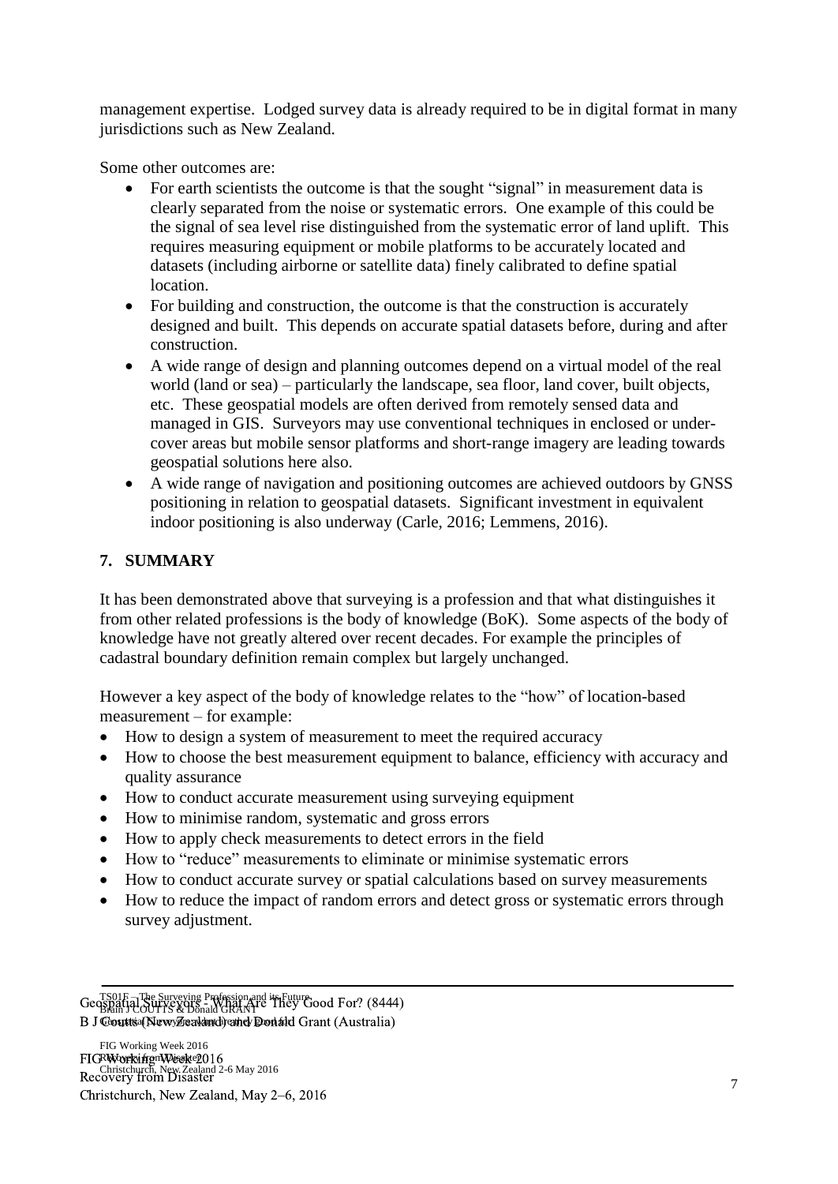management expertise. Lodged survey data is already required to be in digital format in many jurisdictions such as New Zealand.

Some other outcomes are:

- For earth scientists the outcome is that the sought "signal" in measurement data is clearly separated from the noise or systematic errors. One example of this could be the signal of sea level rise distinguished from the systematic error of land uplift. This requires measuring equipment or mobile platforms to be accurately located and datasets (including airborne or satellite data) finely calibrated to define spatial location.
- For building and construction, the outcome is that the construction is accurately designed and built. This depends on accurate spatial datasets before, during and after construction.
- A wide range of design and planning outcomes depend on a virtual model of the real world (land or sea) – particularly the landscape, sea floor, land cover, built objects, etc. These geospatial models are often derived from remotely sensed data and managed in GIS. Surveyors may use conventional techniques in enclosed or under-cover areas but mobile sensor platforms and short-range imagery are leading towards geospatial solutions here also.
- A wide range of navigation and positioning outcomes are achieved outdoors by GNSS positioning in relation to geospatial datasets. Significant investment in equivalent indoor positioning is also underway (Carle, 2016; Lemmens, 2016).

## 7. SUMMARY

It has been demonstrated above that surveying is a profession and that what distinguishes it from other related professions is the body of knowledge (BoK). Some aspects of the body of knowledge have not greatly altered over recent decades. For example the principles of cadastral boundary definition remain complex but largely unchanged.

However a key aspect of the body of knowledge relates to the "how" of location-based measurement – for example:

- How to design a system of measurement to meet the required accuracy
- How to choose the best measurement equipment to balance, efficiency with accuracy and quality assurance
- How to conduct accurate measurement using surveying equipment
- How to minimise random, systematic and gross errors
- How to apply check measurements to detect errors in the field
- How to "reduce" measurements to eliminate or minimise systematic errors
- How to conduct accurate survey or spatial calculations based on survey measurements
- How to reduce the impact of random errors and detect gross or systematic errors through survey adjustment.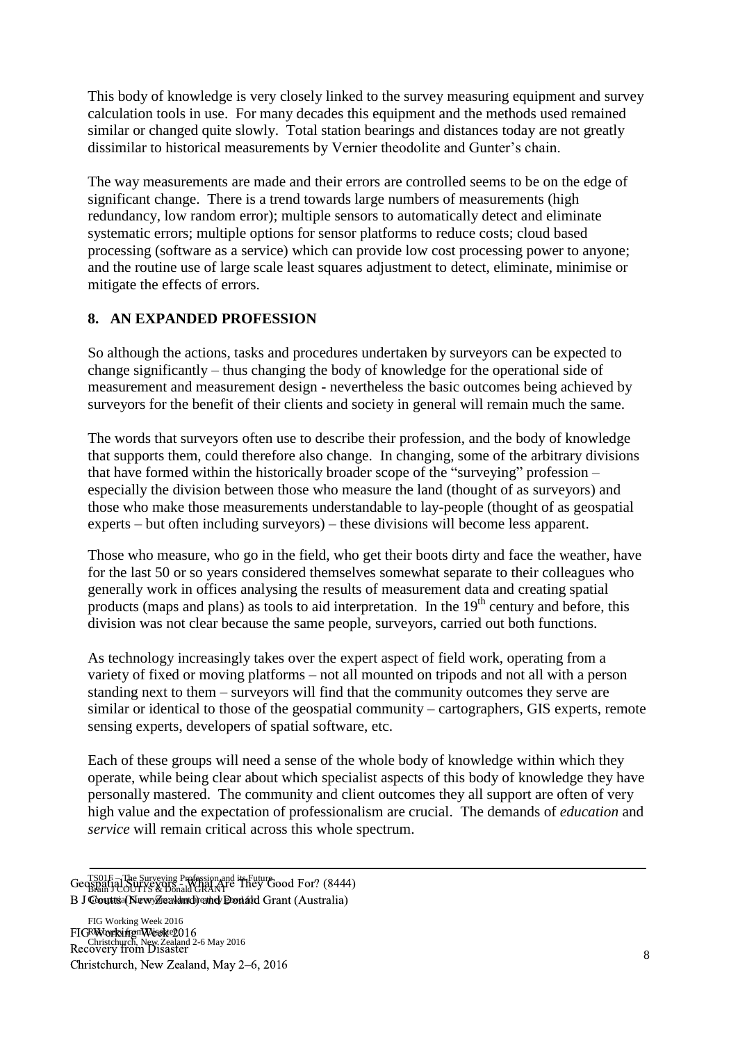This body of knowledge is very closely linked to the survey measuring equipment and survey calculation tools in use. For many decades this equipment and the methods used remained similar or changed quite slowly. Total station bearings and distances today are not greatly dissimilar to historical measurements by Vernier theodolite and Gunter's chain.

The way measurements are made and their errors are controlled seems to be on the edge of significant change. There is a trend towards large numbers of measurements (high redundancy, low random error); multiple sensors to automatically detect and eliminate systematic errors; multiple options for sensor platforms to reduce costs; cloud based processing (software as a service) which can provide low cost processing power to anyone; and the routine use of large scale least squares adjustment to detect, eliminate, minimise or mitigate the effects of errors.

## 8. AN EXPANDED PROFESSION

So although the actions, tasks and procedures undertaken by surveyors can be expected to change significantly – thus changing the body of knowledge for the operational side of measurement and measurement design - nevertheless the basic outcomes being achieved by surveyors for the benefit of their clients and society in general will remain much the same.

The words that surveyors often use to describe their profession, and the body of knowledge that supports them, could therefore also change. In changing, some of the arbitrary divisions that have formed within the historically broader scope of the "surveying" profession – especially the division between those who measure the land (thought of as surveyors) and those who make those measurements understandable to lay-people (thought of as geospatial experts – but often including surveyors) – these divisions will become less apparent.

Those who measure, who go in the field, who get their boots dirty and face the weather, have for the last 50 or so years considered themselves somewhat separate to their colleagues who generally work in offices analysing the results of measurement data and creating spatial products (maps and plans) as tools to aid interpretation. In the 19th century and before, this division was not clear because the same people, surveyors, carried out both functions.

As technology increasingly takes over the expert aspect of field work, operating from a variety of fixed or moving platforms – not all mounted on tripods and not all with a person standing next to them – surveyors will find that the community outcomes they serve are similar or identical to those of the geospatial community – cartographers, GIS experts, remote sensing experts, developers of spatial software, etc.

Each of these groups will need a sense of the whole body of knowledge within which they operate, while being clear about which specialist aspects of this body of knowledge they have personally mastered. The community and client outcomes they all support are often of very high value and the expectation of professionalism are crucial. The demands of *education* and *service* will remain critical across this whole spectrum.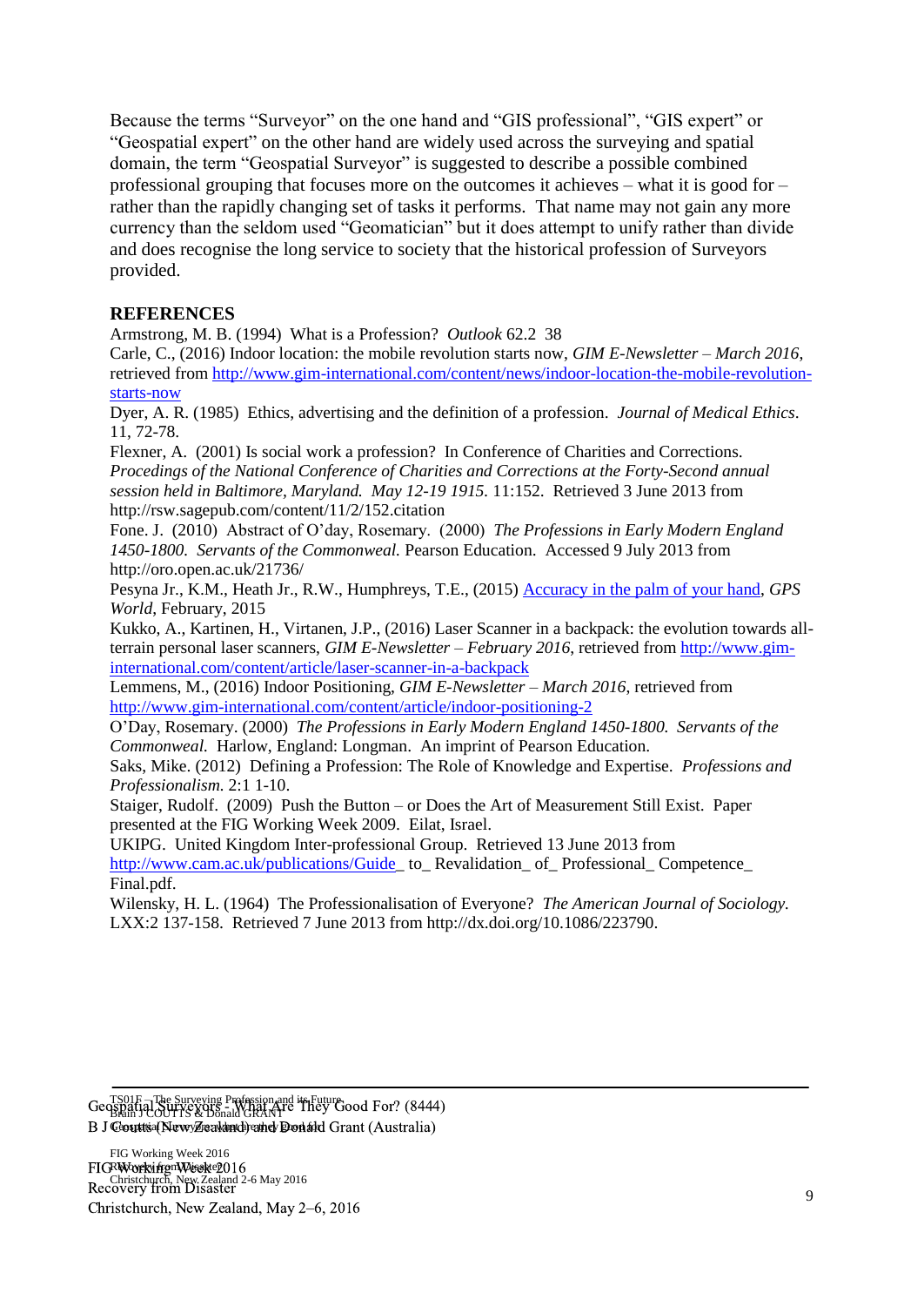Because the terms “Surveyor” on the one hand and “GIS professional”, “GIS expert” or “Geospatial expert” on the other hand are widely used across the surveying and spatial domain, the term “Geospatial Surveyor” is suggested to describe a possible combined professional grouping that focuses more on the outcomes it achieves – what it is good for – rather than the rapidly changing set of tasks it performs. That name may not gain any more currency than the seldom used “Geomatician” but it does attempt to unify rather than divide and does recognise the long service to society that the historical profession of Surveyors provided.

## REFERENCES

Armstrong, M. B. (1994) What is a Profession? *Outlook* 62.2 38

Carle, C., (2016) Indoor location: the mobile revolution starts now, *GIM E-Newsletter – March 2016*, retrieved from http://www.gim-international.com/content/news/indoor-location-the-mobile-revolution-starts-now

Dyer, A. R. (1985) Ethics, advertising and the definition of a profession. *Journal of Medical Ethics*. 11, 72-78.

Flexner, A. (2001) Is social work a profession? In Conference of Charities and Corrections. *Procedings of the National Conference of Charities and Corrections at the Forty-Second annual session held in Baltimore, Maryland. May 12-19 1915.* 11:152. Retrieved 3 June 2013 from http://rsw.sagepub.com/content/11/2/152.citation

Fone. J. (2010) Abstract of O'day, Rosemary. (2000) *The Professions in Early Modern England 1450-1800. Servants of the Commonweal.* Pearson Education. Accessed 9 July 2013 from http://oro.open.ac.uk/21736/

Pesyna Jr., K.M., Heath Jr., R.W., Humphreys, T.E., (2015) Accuracy in the palm of your hand, *GPS World*, February, 2015

Kukko, A., Kartinen, H., Virtanen, J.P., (2016) Laser Scanner in a backpack: the evolution towards all-terrain personal laser scanners, *GIM E-Newsletter – February 2016*, retrieved from http://www.gim-international.com/content/article/laser-scanner-in-a-backpack

Lemmens, M., (2016) Indoor Positioning, *GIM E-Newsletter – March 2016*, retrieved from http://www.gim-international.com/content/article/indoor-positioning-2

O'Day, Rosemary. (2000) *The Professions in Early Modern England 1450-1800. Servants of the Commonweal.* Harlow, England: Longman. An imprint of Pearson Education.

Saks, Mike. (2012) Defining a Profession: The Role of Knowledge and Expertise. *Professions and Professionalism.* 2:1 1-10.

Staiger, Rudolf. (2009) Push the Button – or Does the Art of Measurement Still Exist. Paper presented at the FIG Working Week 2009. Eilat, Israel.

UKIPG. United Kingdom Inter-professional Group. Retrieved 13 June 2013 from http://www.cam.ac.uk/publications/Guide_ to_ Revalidation_ of_ Professional_ Competence_ Final.pdf.

Wilensky, H. L. (1964) The Professionalisation of Everyone? *The American Journal of Sociology.* LXX:2 137-158. Retrieved 7 June 2013 from http://dx.doi.org/10.1086/223790.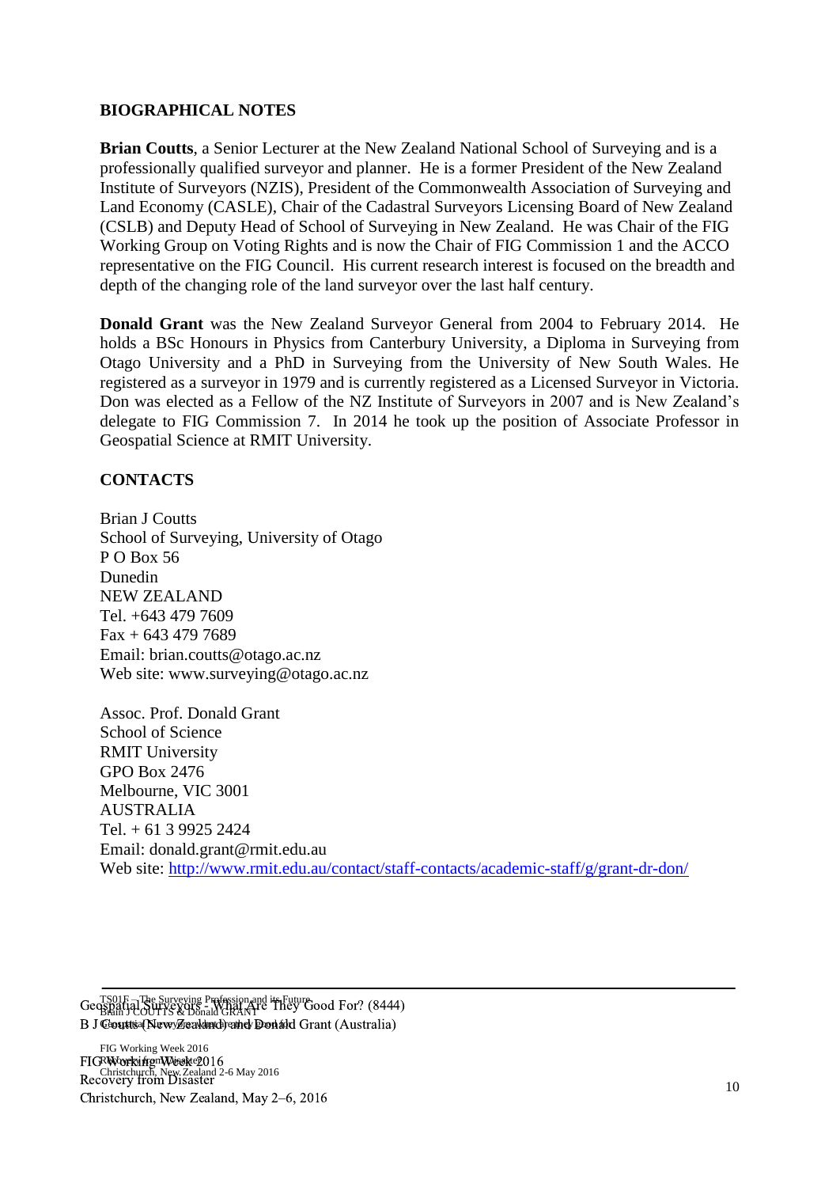## BIOGRAPHICAL NOTES

**Brian Coutts**, a Senior Lecturer at the New Zealand National School of Surveying and is a professionally qualified surveyor and planner. He is a former President of the New Zealand Institute of Surveyors (NZIS), President of the Commonwealth Association of Surveying and Land Economy (CASLE), Chair of the Cadastral Surveyors Licensing Board of New Zealand (CSLB) and Deputy Head of School of Surveying in New Zealand. He was Chair of the FIG Working Group on Voting Rights and is now the Chair of FIG Commission 1 and the ACCO representative on the FIG Council. His current research interest is focused on the breadth and depth of the changing role of the land surveyor over the last half century.

**Donald Grant** was the New Zealand Surveyor General from 2004 to February 2014. He holds a BSc Honours in Physics from Canterbury University, a Diploma in Surveying from Otago University and a PhD in Surveying from the University of New South Wales. He registered as a surveyor in 1979 and is currently registered as a Licensed Surveyor in Victoria. Don was elected as a Fellow of the NZ Institute of Surveyors in 2007 and is New Zealand's delegate to FIG Commission 7. In 2014 he took up the position of Associate Professor in Geospatial Science at RMIT University.

## CONTACTS

Brian J Coutts
School of Surveying, University of Otago
P O Box 56
Dunedin
NEW ZEALAND
Tel. +643 479 7609
Fax + 643 479 7689
Email: brian.coutts@otago.ac.nz
Web site: www.surveying@otago.ac.nz

Assoc. Prof. Donald Grant
School of Science
RMIT University
GPO Box 2476
Melbourne, VIC 3001
AUSTRALIA
Tel. + 61 3 9925 2424
Email: donald.grant@rmit.edu.au
Web site: http://www.rmit.edu.au/contact/staff-contacts/academic-staff/g/grant-dr-don/